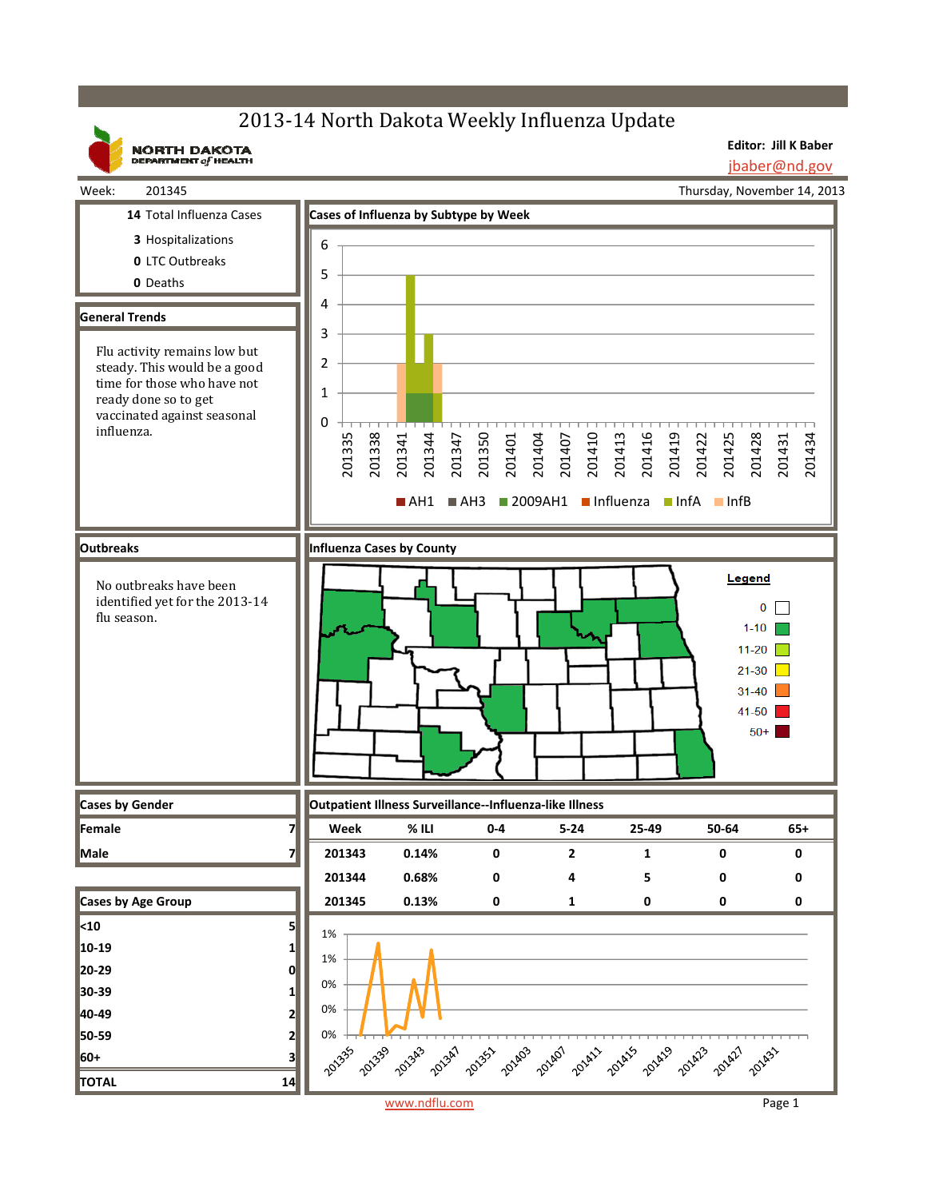# 2013-14 North Dakota Weekly Influenza Update

NORTH DAKOTA DEPARTMENT of HEALTH

**Editor: Jill K Baber**
jbaber@nd.gov

Week: 201345 — Thursday, November 14, 2013

**14** Total Influenza Cases
**3** Hospitalizations
**0** LTC Outbreaks
**0** Deaths

## General Trends

Flu activity remains low but steady. This would be a good time for those who have not ready done so to get vaccinated against seasonal influenza.

## Cases of Influenza by Subtype by Week

AH1, AH3, 2009AH1, Influenza, InfA, InfB

## Outbreaks

No outbreaks have been identified yet for the 2013-14 flu season.

## Influenza Cases by County

Legend: 0, 1-10, 11-20, 21-30, 31-40, 41-50, 50+

## Cases by Gender

| | |
|---|---|
| Female | 7 |
| Male | 7 |

## Cases by Age Group

| | |
|---|---|
| <10 | 5 |
| 10-19 | 1 |
| 20-29 | 0 |
| 30-39 | 1 |
| 40-49 | 2 |
| 50-59 | 2 |
| 60+ | 3 |
| **TOTAL** | **14** |

## Outpatient Illness Surveillance--Influenza-like Illness

| Week | % ILI | 0-4 | 5-24 | 25-49 | 50-64 | 65+ |
|---|---|---|---|---|---|---|
| 201343 | 0.14% | 0 | 2 | 1 | 0 | 0 |
| 201344 | 0.68% | 0 | 4 | 5 | 0 | 0 |
| 201345 | 0.13% | 0 | 1 | 0 | 0 | 0 |

www.ndflu.com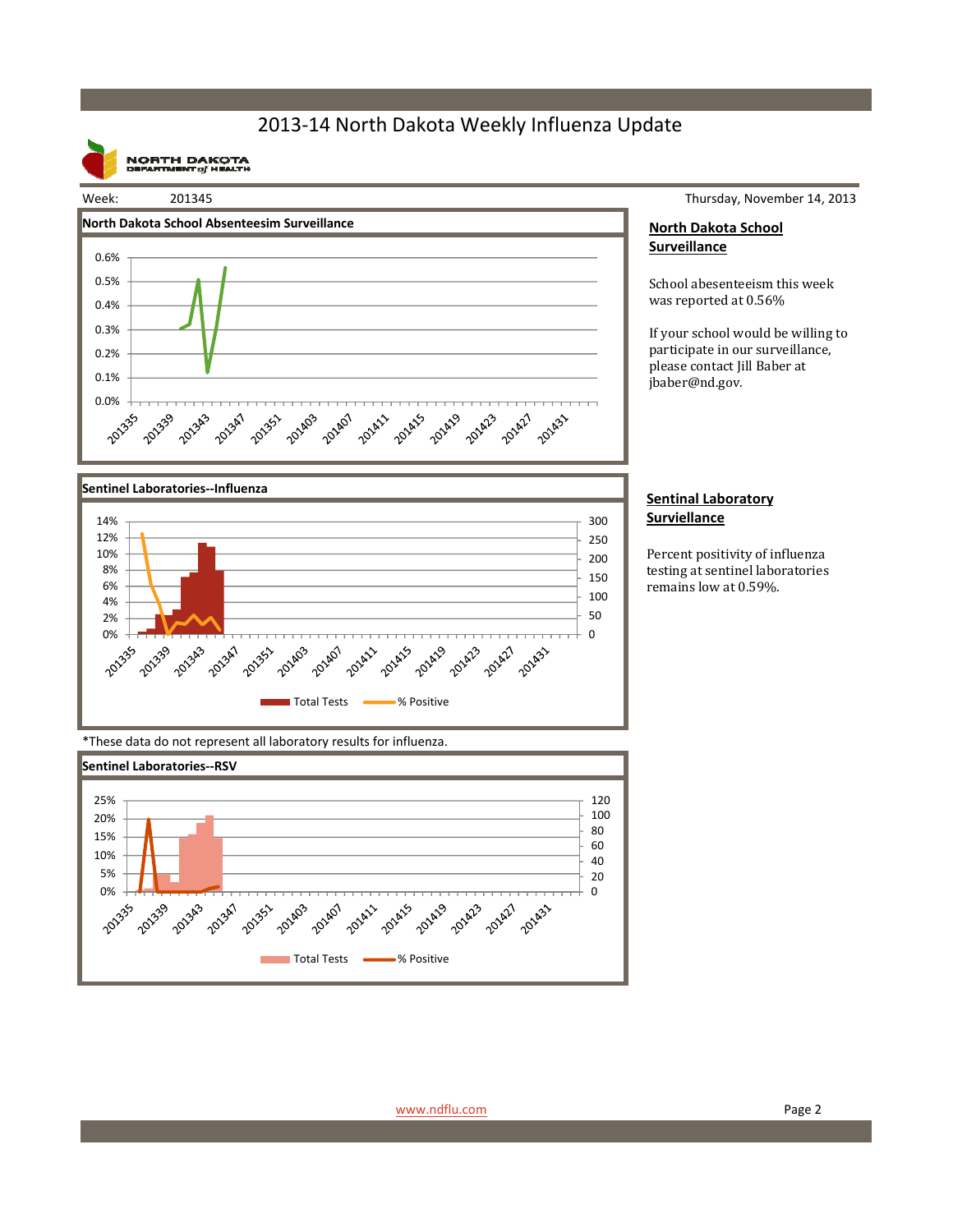# 2013-14 North Dakota Weekly Influenza Update

NORTH DAKOTA DEPARTMENT *of* HEALTH

Week: 201345

Thursday, November 14, 2013

## North Dakota School Absenteesim Surveillance

0.6%
0.5%
0.4%
0.3%
0.2%
0.1%
0.0%

201335 201339 201343 201347 201351 201403 201407 201411 201415 201419 201423 201427 201431

## North Dakota School Surveillance

School abesenteeism this week was reported at 0.56%

If your school would be willing to participate in our surveillance, please contact Jill Baber at jbaber@nd.gov.

## Sentinel Laboratories--Influenza

14%
12%
10%
8%
6%
4%
2%
0%

300
250
200
150
100
50
0

201335 201339 201343 201347 201351 201403 201407 201411 201415 201419 201423 201427 201431

Total Tests
% Positive

## Sentinal Laboratory Surviellance

Percent positivity of influenza testing at sentinel laboratories remains low at 0.59%.

*These data do not represent all laboratory results for influenza.

## Sentinel Laboratories--RSV

25%
20%
15%
10%
5%
0%

120
100
80
60
40
20
0

201335 201339 201343 201347 201351 201403 201407 201411 201415 201419 201423 201427 201431

Total Tests
% Positive

www.ndflu.com